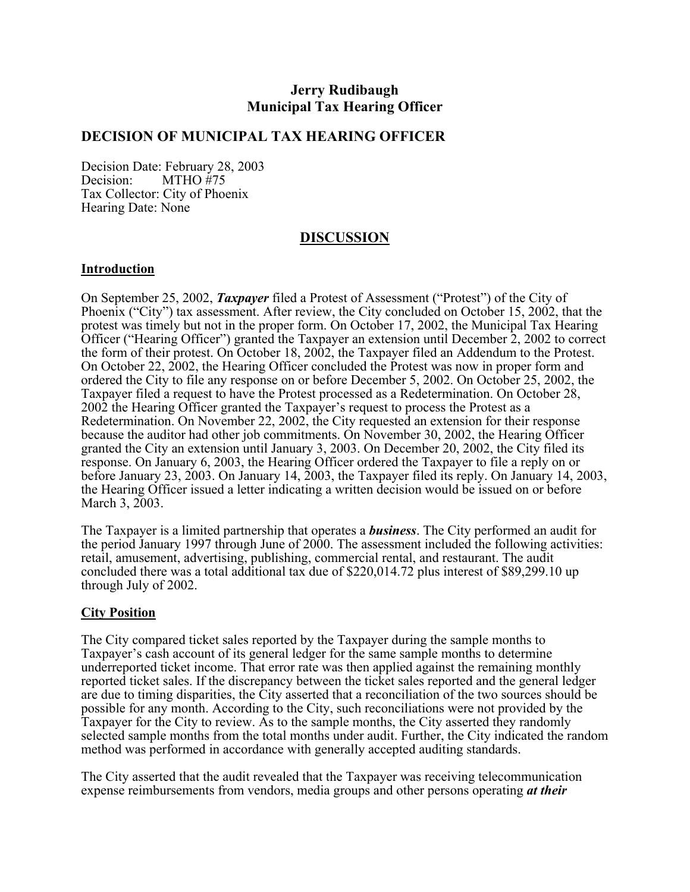**Jerry Rudibaugh**
**Municipal Tax Hearing Officer**

## DECISION OF MUNICIPAL TAX HEARING OFFICER

Decision Date: February 28, 2003
Decision: MTHO #75
Tax Collector: City of Phoenix
Hearing Date: None

## DISCUSSION

### Introduction

On September 25, 2002, ***Taxpayer*** filed a Protest of Assessment ("Protest") of the City of Phoenix ("City") tax assessment. After review, the City concluded on October 15, 2002, that the protest was timely but not in the proper form. On October 17, 2002, the Municipal Tax Hearing Officer ("Hearing Officer") granted the Taxpayer an extension until December 2, 2002 to correct the form of their protest. On October 18, 2002, the Taxpayer filed an Addendum to the Protest. On October 22, 2002, the Hearing Officer concluded the Protest was now in proper form and ordered the City to file any response on or before December 5, 2002. On October 25, 2002, the Taxpayer filed a request to have the Protest processed as a Redetermination. On October 28, 2002 the Hearing Officer granted the Taxpayer's request to process the Protest as a Redetermination. On November 22, 2002, the City requested an extension for their response because the auditor had other job commitments. On November 30, 2002, the Hearing Officer granted the City an extension until January 3, 2003. On December 20, 2002, the City filed its response. On January 6, 2003, the Hearing Officer ordered the Taxpayer to file a reply on or before January 23, 2003. On January 14, 2003, the Taxpayer filed its reply. On January 14, 2003, the Hearing Officer issued a letter indicating a written decision would be issued on or before March 3, 2003.

The Taxpayer is a limited partnership that operates a ***business***. The City performed an audit for the period January 1997 through June of 2000. The assessment included the following activities: retail, amusement, advertising, publishing, commercial rental, and restaurant. The audit concluded there was a total additional tax due of $220,014.72 plus interest of $89,299.10 up through July of 2002.

### City Position

The City compared ticket sales reported by the Taxpayer during the sample months to Taxpayer's cash account of its general ledger for the same sample months to determine underreported ticket income. That error rate was then applied against the remaining monthly reported ticket sales. If the discrepancy between the ticket sales reported and the general ledger are due to timing disparities, the City asserted that a reconciliation of the two sources should be possible for any month. According to the City, such reconciliations were not provided by the Taxpayer for the City to review. As to the sample months, the City asserted they randomly selected sample months from the total months under audit. Further, the City indicated the random method was performed in accordance with generally accepted auditing standards.

The City asserted that the audit revealed that the Taxpayer was receiving telecommunication expense reimbursements from vendors, media groups and other persons operating ***at their***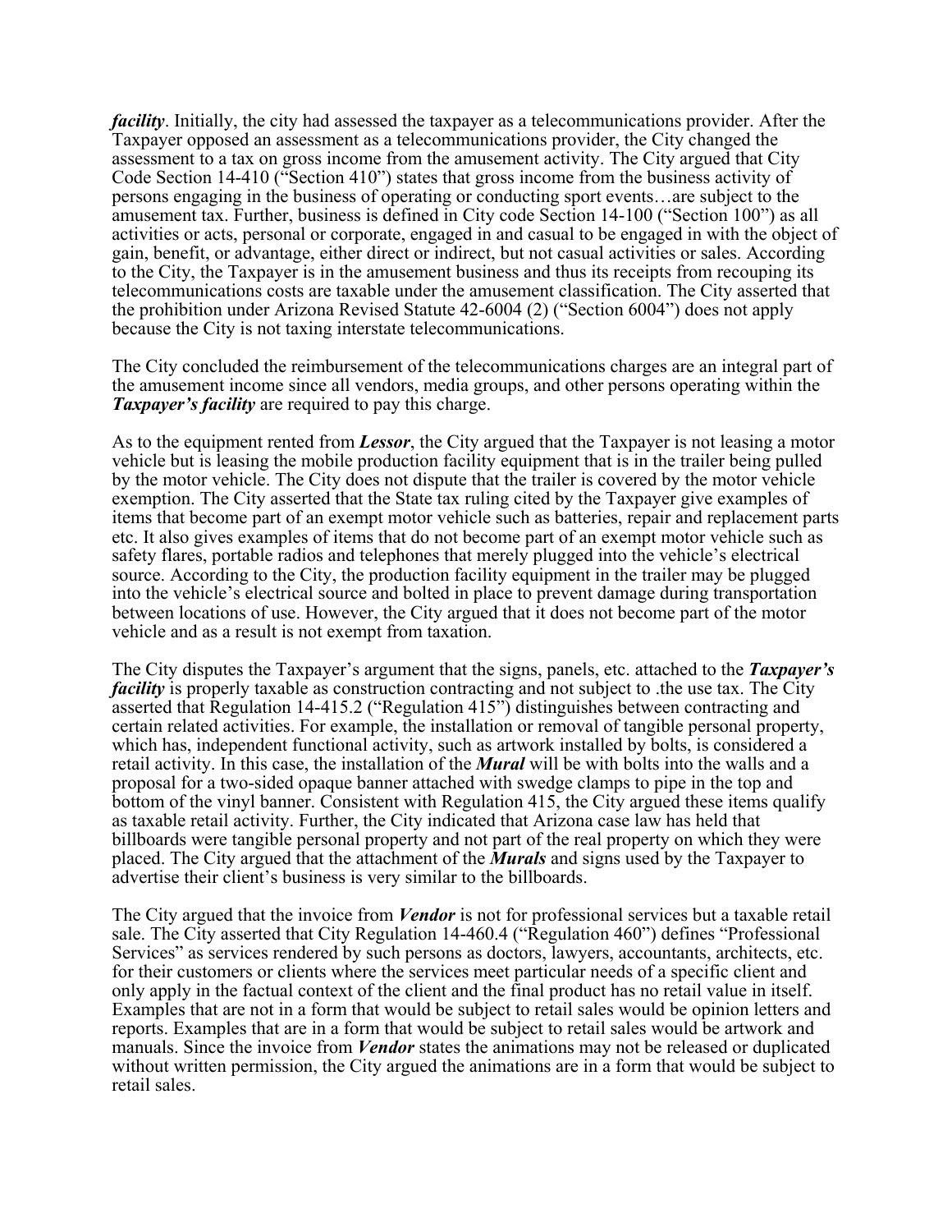***facility***. Initially, the city had assessed the taxpayer as a telecommunications provider. After the Taxpayer opposed an assessment as a telecommunications provider, the City changed the assessment to a tax on gross income from the amusement activity. The City argued that City Code Section 14-410 ("Section 410") states that gross income from the business activity of persons engaging in the business of operating or conducting sport events…are subject to the amusement tax. Further, business is defined in City code Section 14-100 ("Section 100") as all activities or acts, personal or corporate, engaged in and casual to be engaged in with the object of gain, benefit, or advantage, either direct or indirect, but not casual activities or sales. According to the City, the Taxpayer is in the amusement business and thus its receipts from recouping its telecommunications costs are taxable under the amusement classification. The City asserted that the prohibition under Arizona Revised Statute 42-6004 (2) ("Section 6004") does not apply because the City is not taxing interstate telecommunications.

The City concluded the reimbursement of the telecommunications charges are an integral part of the amusement income since all vendors, media groups, and other persons operating within the ***Taxpayer's facility*** are required to pay this charge.

As to the equipment rented from ***Lessor***, the City argued that the Taxpayer is not leasing a motor vehicle but is leasing the mobile production facility equipment that is in the trailer being pulled by the motor vehicle. The City does not dispute that the trailer is covered by the motor vehicle exemption. The City asserted that the State tax ruling cited by the Taxpayer give examples of items that become part of an exempt motor vehicle such as batteries, repair and replacement parts etc. It also gives examples of items that do not become part of an exempt motor vehicle such as safety flares, portable radios and telephones that merely plugged into the vehicle's electrical source. According to the City, the production facility equipment in the trailer may be plugged into the vehicle's electrical source and bolted in place to prevent damage during transportation between locations of use. However, the City argued that it does not become part of the motor vehicle and as a result is not exempt from taxation.

The City disputes the Taxpayer's argument that the signs, panels, etc. attached to the ***Taxpayer's facility*** is properly taxable as construction contracting and not subject to .the use tax. The City asserted that Regulation 14-415.2 ("Regulation 415") distinguishes between contracting and certain related activities. For example, the installation or removal of tangible personal property, which has, independent functional activity, such as artwork installed by bolts, is considered a retail activity. In this case, the installation of the ***Mural*** will be with bolts into the walls and a proposal for a two-sided opaque banner attached with swedge clamps to pipe in the top and bottom of the vinyl banner. Consistent with Regulation 415, the City argued these items qualify as taxable retail activity. Further, the City indicated that Arizona case law has held that billboards were tangible personal property and not part of the real property on which they were placed. The City argued that the attachment of the ***Murals*** and signs used by the Taxpayer to advertise their client's business is very similar to the billboards.

The City argued that the invoice from ***Vendor*** is not for professional services but a taxable retail sale. The City asserted that City Regulation 14-460.4 ("Regulation 460") defines "Professional Services" as services rendered by such persons as doctors, lawyers, accountants, architects, etc. for their customers or clients where the services meet particular needs of a specific client and only apply in the factual context of the client and the final product has no retail value in itself. Examples that are not in a form that would be subject to retail sales would be opinion letters and reports. Examples that are in a form that would be subject to retail sales would be artwork and manuals. Since the invoice from ***Vendor*** states the animations may not be released or duplicated without written permission, the City argued the animations are in a form that would be subject to retail sales.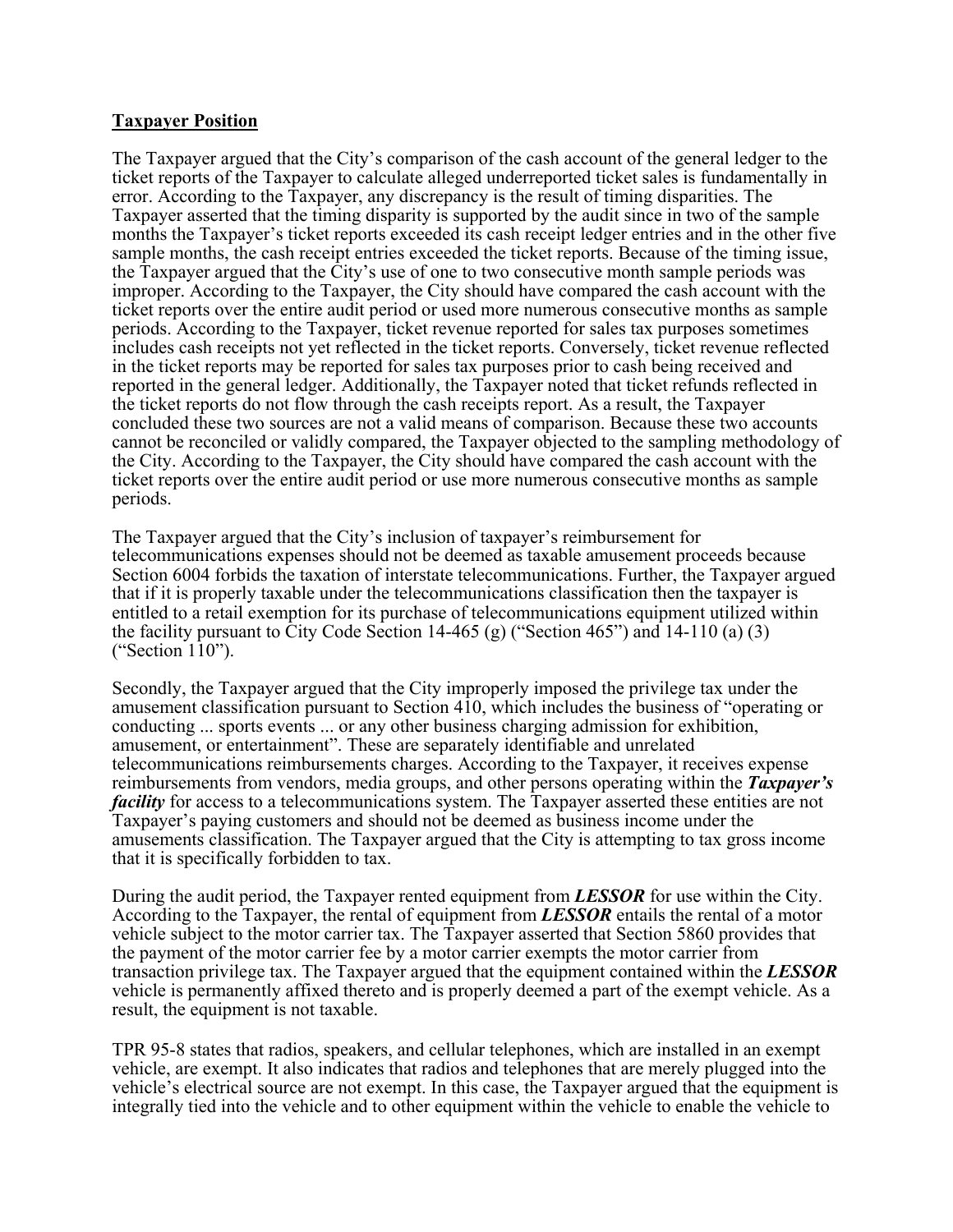**Taxpayer Position**

The Taxpayer argued that the City's comparison of the cash account of the general ledger to the ticket reports of the Taxpayer to calculate alleged underreported ticket sales is fundamentally in error. According to the Taxpayer, any discrepancy is the result of timing disparities. The Taxpayer asserted that the timing disparity is supported by the audit since in two of the sample months the Taxpayer's ticket reports exceeded its cash receipt ledger entries and in the other five sample months, the cash receipt entries exceeded the ticket reports. Because of the timing issue, the Taxpayer argued that the City's use of one to two consecutive month sample periods was improper. According to the Taxpayer, the City should have compared the cash account with the ticket reports over the entire audit period or used more numerous consecutive months as sample periods. According to the Taxpayer, ticket revenue reported for sales tax purposes sometimes includes cash receipts not yet reflected in the ticket reports. Conversely, ticket revenue reflected in the ticket reports may be reported for sales tax purposes prior to cash being received and reported in the general ledger. Additionally, the Taxpayer noted that ticket refunds reflected in the ticket reports do not flow through the cash receipts report. As a result, the Taxpayer concluded these two sources are not a valid means of comparison. Because these two accounts cannot be reconciled or validly compared, the Taxpayer objected to the sampling methodology of the City. According to the Taxpayer, the City should have compared the cash account with the ticket reports over the entire audit period or use more numerous consecutive months as sample periods.

The Taxpayer argued that the City's inclusion of taxpayer's reimbursement for telecommunications expenses should not be deemed as taxable amusement proceeds because Section 6004 forbids the taxation of interstate telecommunications. Further, the Taxpayer argued that if it is properly taxable under the telecommunications classification then the taxpayer is entitled to a retail exemption for its purchase of telecommunications equipment utilized within the facility pursuant to City Code Section 14-465 (g) ("Section 465") and 14-110 (a) (3) ("Section 110").

Secondly, the Taxpayer argued that the City improperly imposed the privilege tax under the amusement classification pursuant to Section 410, which includes the business of "operating or conducting ... sports events ... or any other business charging admission for exhibition, amusement, or entertainment". These are separately identifiable and unrelated telecommunications reimbursements charges. According to the Taxpayer, it receives expense reimbursements from vendors, media groups, and other persons operating within the ***Taxpayer's facility*** for access to a telecommunications system. The Taxpayer asserted these entities are not Taxpayer's paying customers and should not be deemed as business income under the amusements classification. The Taxpayer argued that the City is attempting to tax gross income that it is specifically forbidden to tax.

During the audit period, the Taxpayer rented equipment from ***LESSOR*** for use within the City. According to the Taxpayer, the rental of equipment from ***LESSOR*** entails the rental of a motor vehicle subject to the motor carrier tax. The Taxpayer asserted that Section 5860 provides that the payment of the motor carrier fee by a motor carrier exempts the motor carrier from transaction privilege tax. The Taxpayer argued that the equipment contained within the ***LESSOR*** vehicle is permanently affixed thereto and is properly deemed a part of the exempt vehicle. As a result, the equipment is not taxable.

TPR 95-8 states that radios, speakers, and cellular telephones, which are installed in an exempt vehicle, are exempt. It also indicates that radios and telephones that are merely plugged into the vehicle's electrical source are not exempt. In this case, the Taxpayer argued that the equipment is integrally tied into the vehicle and to other equipment within the vehicle to enable the vehicle to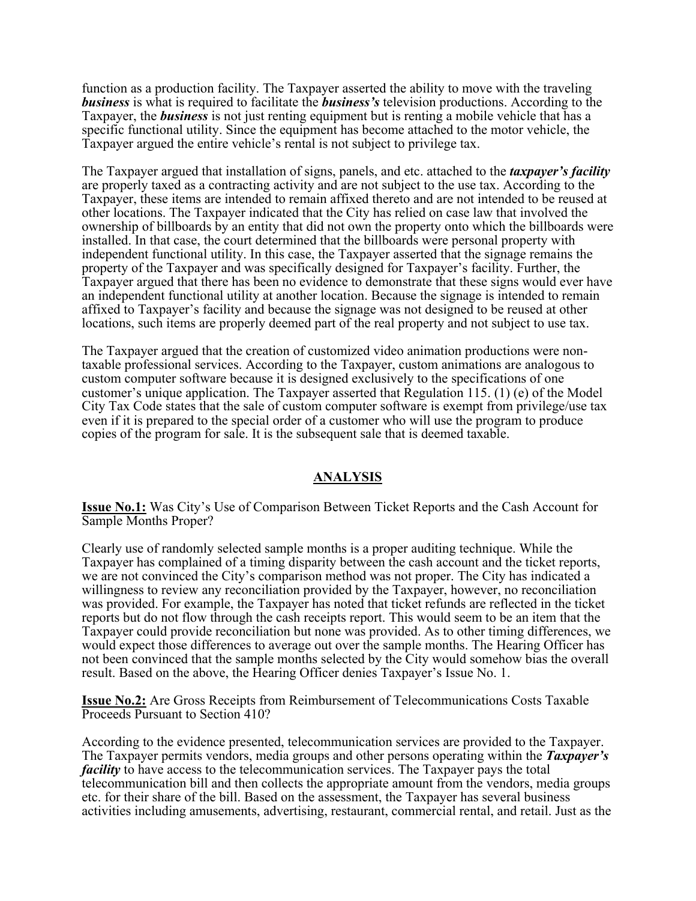function as a production facility. The Taxpayer asserted the ability to move with the traveling ***business*** is what is required to facilitate the ***business's*** television productions. According to the Taxpayer, the ***business*** is not just renting equipment but is renting a mobile vehicle that has a specific functional utility. Since the equipment has become attached to the motor vehicle, the Taxpayer argued the entire vehicle's rental is not subject to privilege tax.

The Taxpayer argued that installation of signs, panels, and etc. attached to the ***taxpayer's facility*** are properly taxed as a contracting activity and are not subject to the use tax. According to the Taxpayer, these items are intended to remain affixed thereto and are not intended to be reused at other locations. The Taxpayer indicated that the City has relied on case law that involved the ownership of billboards by an entity that did not own the property onto which the billboards were installed. In that case, the court determined that the billboards were personal property with independent functional utility. In this case, the Taxpayer asserted that the signage remains the property of the Taxpayer and was specifically designed for Taxpayer's facility. Further, the Taxpayer argued that there has been no evidence to demonstrate that these signs would ever have an independent functional utility at another location. Because the signage is intended to remain affixed to Taxpayer's facility and because the signage was not designed to be reused at other locations, such items are properly deemed part of the real property and not subject to use tax.

The Taxpayer argued that the creation of customized video animation productions were non-taxable professional services. According to the Taxpayer, custom animations are analogous to custom computer software because it is designed exclusively to the specifications of one customer's unique application. The Taxpayer asserted that Regulation 115. (1) (e) of the Model City Tax Code states that the sale of custom computer software is exempt from privilege/use tax even if it is prepared to the special order of a customer who will use the program to produce copies of the program for sale. It is the subsequent sale that is deemed taxable.

## ANALYSIS

**Issue No.1:** Was City's Use of Comparison Between Ticket Reports and the Cash Account for Sample Months Proper?

Clearly use of randomly selected sample months is a proper auditing technique. While the Taxpayer has complained of a timing disparity between the cash account and the ticket reports, we are not convinced the City's comparison method was not proper. The City has indicated a willingness to review any reconciliation provided by the Taxpayer, however, no reconciliation was provided. For example, the Taxpayer has noted that ticket refunds are reflected in the ticket reports but do not flow through the cash receipts report. This would seem to be an item that the Taxpayer could provide reconciliation but none was provided. As to other timing differences, we would expect those differences to average out over the sample months. The Hearing Officer has not been convinced that the sample months selected by the City would somehow bias the overall result. Based on the above, the Hearing Officer denies Taxpayer's Issue No. 1.

**Issue No.2:** Are Gross Receipts from Reimbursement of Telecommunications Costs Taxable Proceeds Pursuant to Section 410?

According to the evidence presented, telecommunication services are provided to the Taxpayer. The Taxpayer permits vendors, media groups and other persons operating within the ***Taxpayer's facility*** to have access to the telecommunication services. The Taxpayer pays the total telecommunication bill and then collects the appropriate amount from the vendors, media groups etc. for their share of the bill. Based on the assessment, the Taxpayer has several business activities including amusements, advertising, restaurant, commercial rental, and retail. Just as the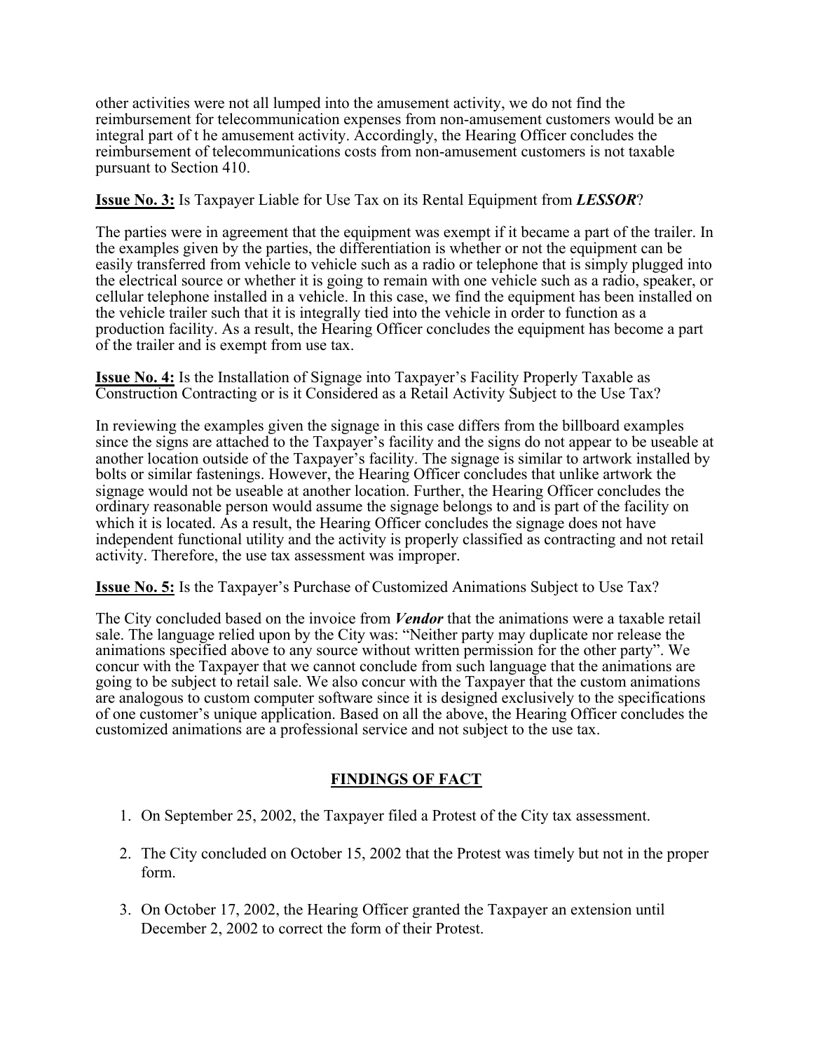other activities were not all lumped into the amusement activity, we do not find the reimbursement for telecommunication expenses from non-amusement customers would be an integral part of t he amusement activity. Accordingly, the Hearing Officer concludes the reimbursement of telecommunications costs from non-amusement customers is not taxable pursuant to Section 410.

**<u>Issue No. 3:</u>** Is Taxpayer Liable for Use Tax on its Rental Equipment from ***LESSOR***?

The parties were in agreement that the equipment was exempt if it became a part of the trailer. In the examples given by the parties, the differentiation is whether or not the equipment can be easily transferred from vehicle to vehicle such as a radio or telephone that is simply plugged into the electrical source or whether it is going to remain with one vehicle such as a radio, speaker, or cellular telephone installed in a vehicle. In this case, we find the equipment has been installed on the vehicle trailer such that it is integrally tied into the vehicle in order to function as a production facility. As a result, the Hearing Officer concludes the equipment has become a part of the trailer and is exempt from use tax.

**<u>Issue No. 4:</u>** Is the Installation of Signage into Taxpayer's Facility Properly Taxable as Construction Contracting or is it Considered as a Retail Activity Subject to the Use Tax?

In reviewing the examples given the signage in this case differs from the billboard examples since the signs are attached to the Taxpayer's facility and the signs do not appear to be useable at another location outside of the Taxpayer's facility. The signage is similar to artwork installed by bolts or similar fastenings. However, the Hearing Officer concludes that unlike artwork the signage would not be useable at another location. Further, the Hearing Officer concludes the ordinary reasonable person would assume the signage belongs to and is part of the facility on which it is located. As a result, the Hearing Officer concludes the signage does not have independent functional utility and the activity is properly classified as contracting and not retail activity. Therefore, the use tax assessment was improper.

**<u>Issue No. 5:</u>** Is the Taxpayer's Purchase of Customized Animations Subject to Use Tax?

The City concluded based on the invoice from ***Vendor*** that the animations were a taxable retail sale. The language relied upon by the City was: "Neither party may duplicate nor release the animations specified above to any source without written permission for the other party". We concur with the Taxpayer that we cannot conclude from such language that the animations are going to be subject to retail sale. We also concur with the Taxpayer that the custom animations are analogous to custom computer software since it is designed exclusively to the specifications of one customer's unique application. Based on all the above, the Hearing Officer concludes the customized animations are a professional service and not subject to the use tax.

## <u>FINDINGS OF FACT</u>

1. On September 25, 2002, the Taxpayer filed a Protest of the City tax assessment.

2. The City concluded on October 15, 2002 that the Protest was timely but not in the proper form.

3. On October 17, 2002, the Hearing Officer granted the Taxpayer an extension until December 2, 2002 to correct the form of their Protest.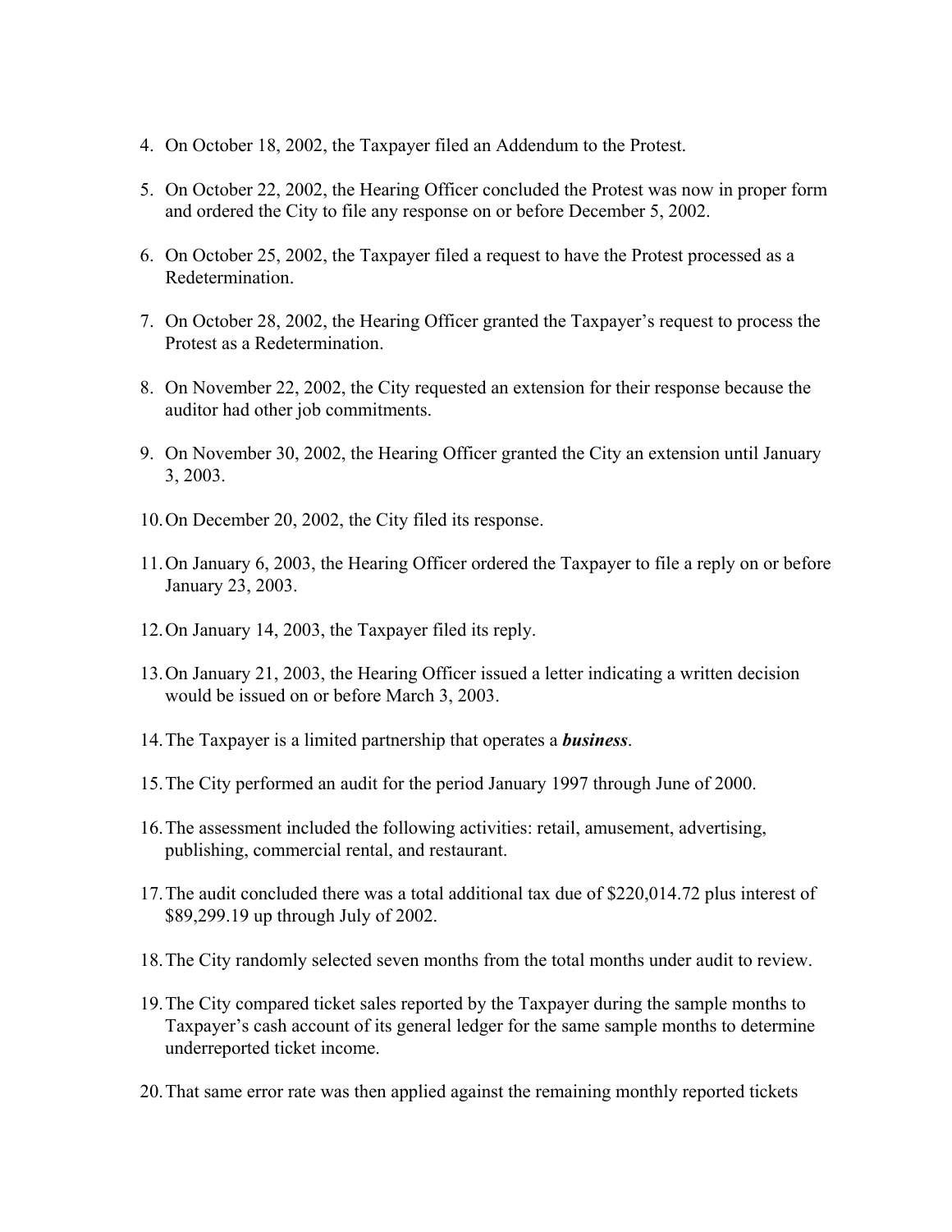4. On October 18, 2002, the Taxpayer filed an Addendum to the Protest.

5. On October 22, 2002, the Hearing Officer concluded the Protest was now in proper form and ordered the City to file any response on or before December 5, 2002.

6. On October 25, 2002, the Taxpayer filed a request to have the Protest processed as a Redetermination.

7. On October 28, 2002, the Hearing Officer granted the Taxpayer's request to process the Protest as a Redetermination.

8. On November 22, 2002, the City requested an extension for their response because the auditor had other job commitments.

9. On November 30, 2002, the Hearing Officer granted the City an extension until January 3, 2003.

10. On December 20, 2002, the City filed its response.

11. On January 6, 2003, the Hearing Officer ordered the Taxpayer to file a reply on or before January 23, 2003.

12. On January 14, 2003, the Taxpayer filed its reply.

13. On January 21, 2003, the Hearing Officer issued a letter indicating a written decision would be issued on or before March 3, 2003.

14. The Taxpayer is a limited partnership that operates a ***business***.

15. The City performed an audit for the period January 1997 through June of 2000.

16. The assessment included the following activities: retail, amusement, advertising, publishing, commercial rental, and restaurant.

17. The audit concluded there was a total additional tax due of $220,014.72 plus interest of $89,299.19 up through July of 2002.

18. The City randomly selected seven months from the total months under audit to review.

19. The City compared ticket sales reported by the Taxpayer during the sample months to Taxpayer's cash account of its general ledger for the same sample months to determine underreported ticket income.

20. That same error rate was then applied against the remaining monthly reported tickets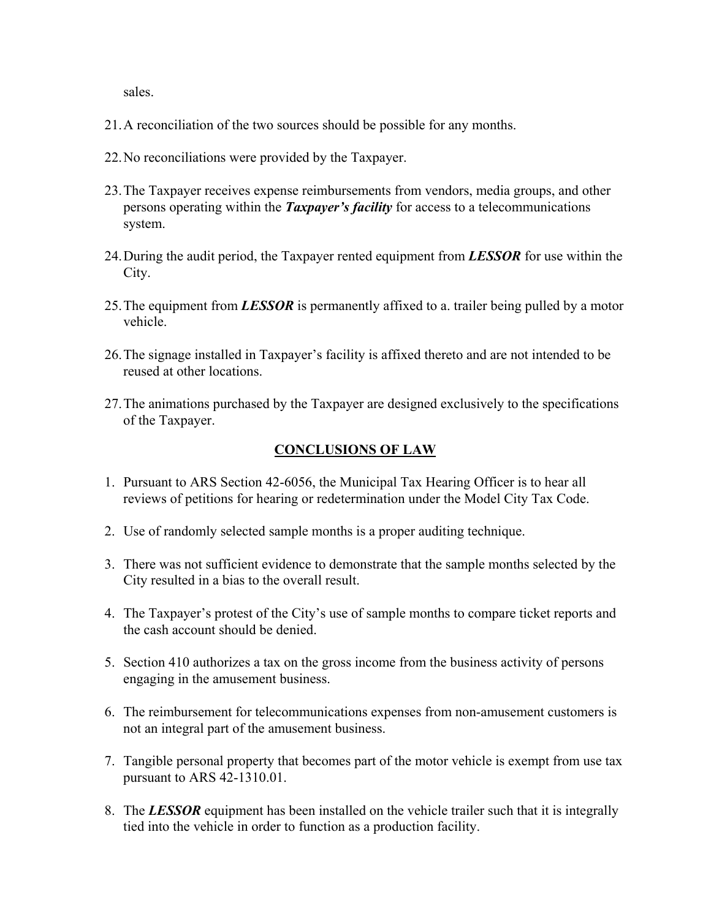sales.

21. A reconciliation of the two sources should be possible for any months.

22. No reconciliations were provided by the Taxpayer.

23. The Taxpayer receives expense reimbursements from vendors, media groups, and other persons operating within the ***Taxpayer's facility*** for access to a telecommunications system.

24. During the audit period, the Taxpayer rented equipment from ***LESSOR*** for use within the City.

25. The equipment from ***LESSOR*** is permanently affixed to a. trailer being pulled by a motor vehicle.

26. The signage installed in Taxpayer's facility is affixed thereto and are not intended to be reused at other locations.

27. The animations purchased by the Taxpayer are designed exclusively to the specifications of the Taxpayer.

## CONCLUSIONS OF LAW

1. Pursuant to ARS Section 42-6056, the Municipal Tax Hearing Officer is to hear all reviews of petitions for hearing or redetermination under the Model City Tax Code.

2. Use of randomly selected sample months is a proper auditing technique.

3. There was not sufficient evidence to demonstrate that the sample months selected by the City resulted in a bias to the overall result.

4. The Taxpayer's protest of the City's use of sample months to compare ticket reports and the cash account should be denied.

5. Section 410 authorizes a tax on the gross income from the business activity of persons engaging in the amusement business.

6. The reimbursement for telecommunications expenses from non-amusement customers is not an integral part of the amusement business.

7. Tangible personal property that becomes part of the motor vehicle is exempt from use tax pursuant to ARS 42-1310.01.

8. The ***LESSOR*** equipment has been installed on the vehicle trailer such that it is integrally tied into the vehicle in order to function as a production facility.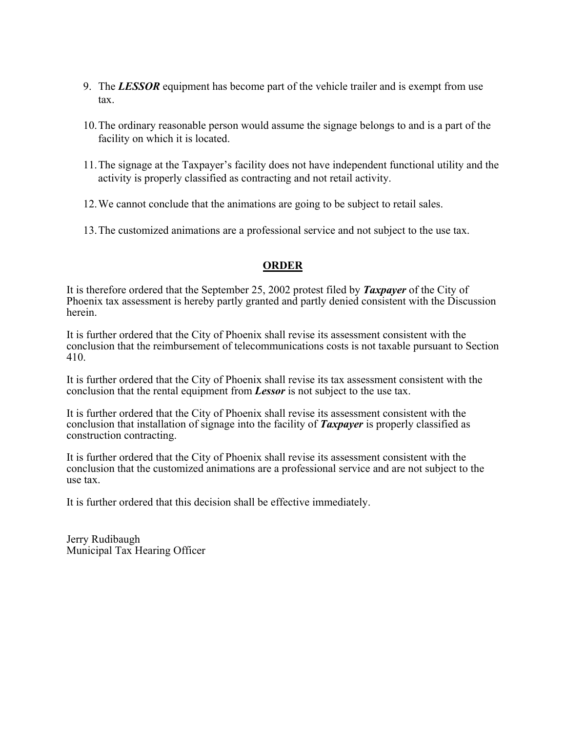9. The ***LESSOR*** equipment has become part of the vehicle trailer and is exempt from use tax.

10. The ordinary reasonable person would assume the signage belongs to and is a part of the facility on which it is located.

11. The signage at the Taxpayer's facility does not have independent functional utility and the activity is properly classified as contracting and not retail activity.

12. We cannot conclude that the animations are going to be subject to retail sales.

13. The customized animations are a professional service and not subject to the use tax.

## ORDER

It is therefore ordered that the September 25, 2002 protest filed by ***Taxpayer*** of the City of Phoenix tax assessment is hereby partly granted and partly denied consistent with the Discussion herein.

It is further ordered that the City of Phoenix shall revise its assessment consistent with the conclusion that the reimbursement of telecommunications costs is not taxable pursuant to Section 410.

It is further ordered that the City of Phoenix shall revise its tax assessment consistent with the conclusion that the rental equipment from ***Lessor*** is not subject to the use tax.

It is further ordered that the City of Phoenix shall revise its assessment consistent with the conclusion that installation of signage into the facility of ***Taxpayer*** is properly classified as construction contracting.

It is further ordered that the City of Phoenix shall revise its assessment consistent with the conclusion that the customized animations are a professional service and are not subject to the use tax.

It is further ordered that this decision shall be effective immediately.

Jerry Rudibaugh
Municipal Tax Hearing Officer